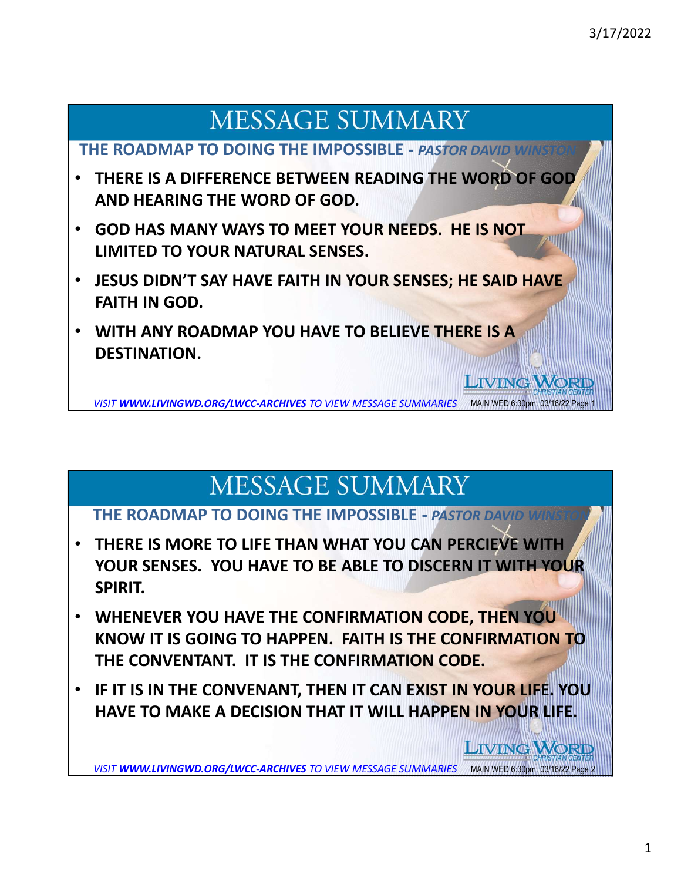# MESSAGE SUMMARY

**THE ROADMAP TO DOING THE IMPOSSIBLE -** ***PASTOR DAVID WINSTON***

- **THERE IS A DIFFERENCE BETWEEN READING THE WORD OF GOD AND HEARING THE WORD OF GOD.**
- **GOD HAS MANY WAYS TO MEET YOUR NEEDS. HE IS NOT LIMITED TO YOUR NATURAL SENSES.**
- **JESUS DIDN'T SAY HAVE FAITH IN YOUR SENSES; HE SAID HAVE FAITH IN GOD.**
- **WITH ANY ROADMAP YOU HAVE TO BELIEVE THERE IS A DESTINATION.**

*VISIT **WWW.LIVINGWD.ORG/LWCC-ARCHIVES** TO VIEW MESSAGE SUMMARIES*

# MESSAGE SUMMARY

**THE ROADMAP TO DOING THE IMPOSSIBLE -** ***PASTOR DAVID WINSTON***

- **THERE IS MORE TO LIFE THAN WHAT YOU CAN PERCIEVE WITH YOUR SENSES. YOU HAVE TO BE ABLE TO DISCERN IT WITH YOUR SPIRIT.**
- **WHENEVER YOU HAVE THE CONFIRMATION CODE, THEN YOU KNOW IT IS GOING TO HAPPEN. FAITH IS THE CONFIRMATION TO THE CONVENTANT. IT IS THE CONFIRMATION CODE.**
- **IF IT IS IN THE CONVENANT, THEN IT CAN EXIST IN YOUR LIFE. YOU HAVE TO MAKE A DECISION THAT IT WILL HAPPEN IN YOUR LIFE.**

*VISIT **WWW.LIVINGWD.ORG/LWCC-ARCHIVES** TO VIEW MESSAGE SUMMARIES*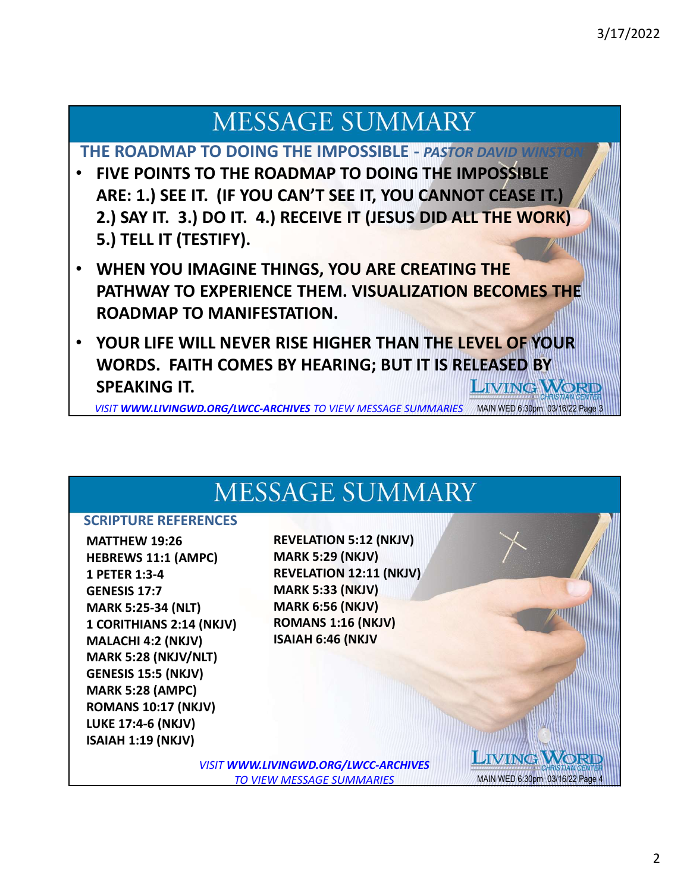# MESSAGE SUMMARY

**THE ROADMAP TO DOING THE IMPOSSIBLE - *PASTOR DAVID WINSTON***

- **FIVE POINTS TO THE ROADMAP TO DOING THE IMPOSSIBLE ARE: 1.) SEE IT. (IF YOU CAN'T SEE IT, YOU CANNOT CEASE IT.) 2.) SAY IT. 3.) DO IT. 4.) RECEIVE IT (JESUS DID ALL THE WORK) 5.) TELL IT (TESTIFY).**
- **WHEN YOU IMAGINE THINGS, YOU ARE CREATING THE PATHWAY TO EXPERIENCE THEM. VISUALIZATION BECOMES THE ROADMAP TO MANIFESTATION.**
- **YOUR LIFE WILL NEVER RISE HIGHER THAN THE LEVEL OF YOUR WORDS. FAITH COMES BY HEARING; BUT IT IS RELEASED BY SPEAKING IT.**

*VISIT **WWW.LIVINGWD.ORG/LWCC-ARCHIVES** TO VIEW MESSAGE SUMMARIES*

# MESSAGE SUMMARY

**SCRIPTURE REFERENCES**

**MATTHEW 19:26**
**HEBREWS 11:1 (AMPC)**
**1 PETER 1:3-4**
**GENESIS 17:7**
**MARK 5:25-34 (NLT)**
**1 CORITHIANS 2:14 (NKJV)**
**MALACHI 4:2 (NKJV)**
**MARK 5:28 (NKJV/NLT)**
**GENESIS 15:5 (NKJV)**
**MARK 5:28 (AMPC)**
**ROMANS 10:17 (NKJV)**
**LUKE 17:4-6 (NKJV)**
**ISAIAH 1:19 (NKJV)**
**REVELATION 5:12 (NKJV)**
**MARK 5:29 (NKJV)**
**REVELATION 12:11 (NKJV)**
**MARK 5:33 (NKJV)**
**MARK 6:56 (NKJV)**
**ROMANS 1:16 (NKJV)**
**ISAIAH 6:46 (NKJV**

*VISIT **WWW.LIVINGWD.ORG/LWCC-ARCHIVES** TO VIEW MESSAGE SUMMARIES*